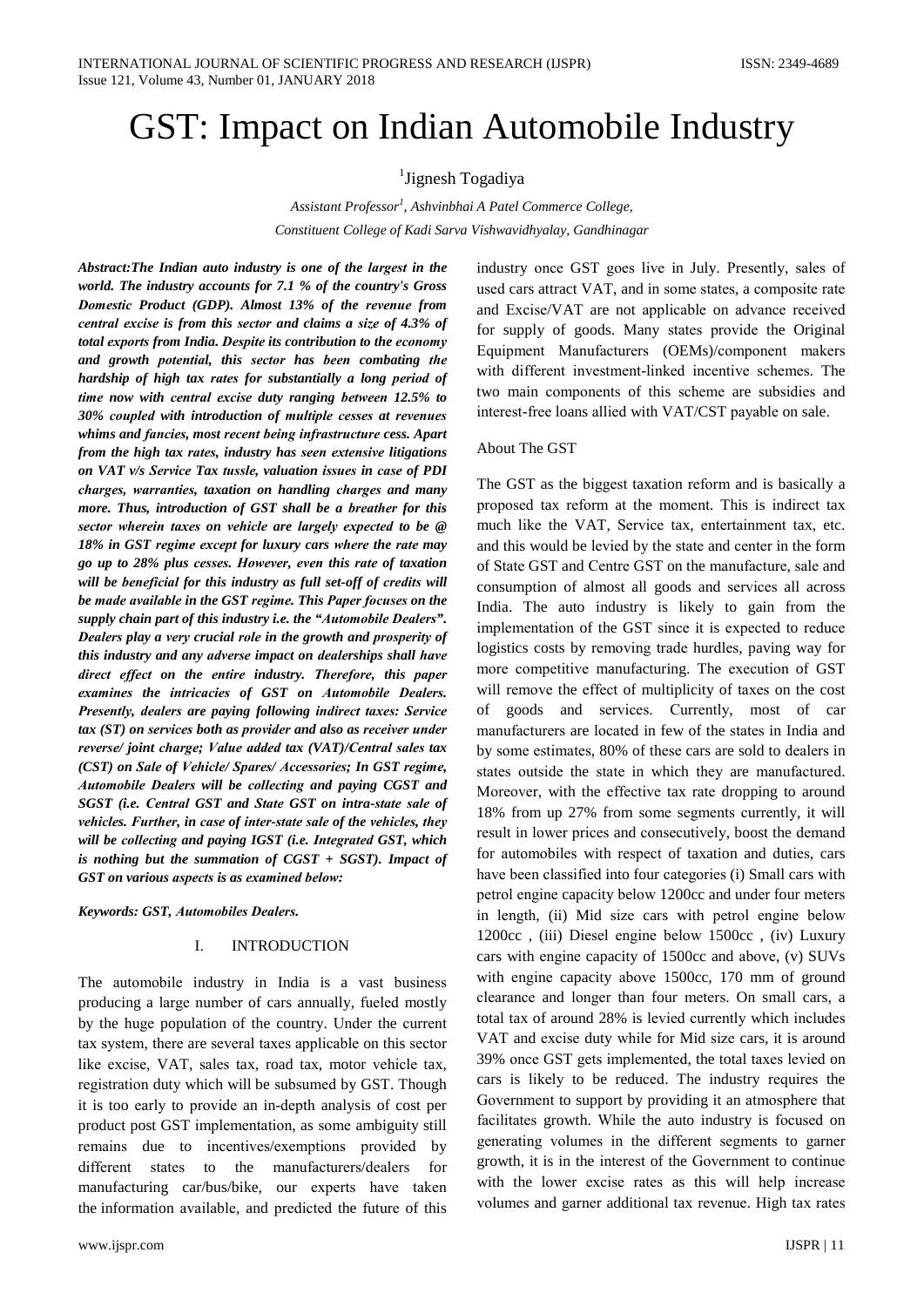# GST: Impact on Indian Automobile Industry

[1]Jignesh Togadiya

*Assistant Professor[1], Ashvinbhai A Patel Commerce College,*
*Constituent College of Kadi Sarva Vishwavidhyalay, Gandhinagar*

***Abstract:The Indian auto industry is one of the largest in the world. The industry accounts for 7.1 % of the country's Gross Domestic Product (GDP). Almost 13% of the revenue from central excise is from this sector and claims a size of 4.3% of total exports from India. Despite its contribution to the economy and growth potential, this sector has been combating the hardship of high tax rates for substantially a long period of time now with central excise duty ranging between 12.5% to 30% coupled with introduction of multiple cesses at revenues whims and fancies, most recent being infrastructure cess. Apart from the high tax rates, industry has seen extensive litigations on VAT v/s Service Tax tussle, valuation issues in case of PDI charges, warranties, taxation on handling charges and many more. Thus, introduction of GST shall be a breather for this sector wherein taxes on vehicle are largely expected to be @ 18% in GST regime except for luxury cars where the rate may go up to 28% plus cesses. However, even this rate of taxation will be beneficial for this industry as full set-off of credits will be made available in the GST regime. This Paper focuses on the supply chain part of this industry i.e. the "Automobile Dealers". Dealers play a very crucial role in the growth and prosperity of this industry and any adverse impact on dealerships shall have direct effect on the entire industry. Therefore, this paper examines the intricacies of GST on Automobile Dealers. Presently, dealers are paying following indirect taxes: Service tax (ST) on services both as provider and also as receiver under reverse/ joint charge; Value added tax (VAT)/Central sales tax (CST) on Sale of Vehicle/ Spares/ Accessories; In GST regime, Automobile Dealers will be collecting and paying CGST and SGST (i.e. Central GST and State GST on intra-state sale of vehicles. Further, in case of inter-state sale of the vehicles, they will be collecting and paying IGST (i.e. Integrated GST, which is nothing but the summation of CGST + SGST). Impact of GST on various aspects is as examined below:***

***Keywords: GST, Automobiles Dealers.***

## I. INTRODUCTION

The automobile industry in India is a vast business producing a large number of cars annually, fueled mostly by the huge population of the country. Under the current tax system, there are several taxes applicable on this sector like excise, VAT, sales tax, road tax, motor vehicle tax, registration duty which will be subsumed by GST. Though it is too early to provide an in-depth analysis of cost per product post GST implementation, as some ambiguity still remains due to incentives/exemptions provided by different states to the manufacturers/dealers for manufacturing car/bus/bike, our experts have taken the information available, and predicted the future of this industry once GST goes live in July. Presently, sales of used cars attract VAT, and in some states, a composite rate and Excise/VAT are not applicable on advance received for supply of goods. Many states provide the Original Equipment Manufacturers (OEMs)/component makers with different investment-linked incentive schemes. The two main components of this scheme are subsidies and interest-free loans allied with VAT/CST payable on sale.

About The GST

The GST as the biggest taxation reform and is basically a proposed tax reform at the moment. This is indirect tax much like the VAT, Service tax, entertainment tax, etc. and this would be levied by the state and center in the form of State GST and Centre GST on the manufacture, sale and consumption of almost all goods and services all across India. The auto industry is likely to gain from the implementation of the GST since it is expected to reduce logistics costs by removing trade hurdles, paving way for more competitive manufacturing. The execution of GST will remove the effect of multiplicity of taxes on the cost of goods and services. Currently, most of car manufacturers are located in few of the states in India and by some estimates, 80% of these cars are sold to dealers in states outside the state in which they are manufactured. Moreover, with the effective tax rate dropping to around 18% from up 27% from some segments currently, it will result in lower prices and consecutively, boost the demand for automobiles with respect of taxation and duties, cars have been classified into four categories (i) Small cars with petrol engine capacity below 1200cc and under four meters in length, (ii) Mid size cars with petrol engine below 1200cc , (iii) Diesel engine below 1500cc , (iv) Luxury cars with engine capacity of 1500cc and above, (v) SUVs with engine capacity above 1500cc, 170 mm of ground clearance and longer than four meters. On small cars, a total tax of around 28% is levied currently which includes VAT and excise duty while for Mid size cars, it is around 39% once GST gets implemented, the total taxes levied on cars is likely to be reduced. The industry requires the Government to support by providing it an atmosphere that facilitates growth. While the auto industry is focused on generating volumes in the different segments to garner growth, it is in the interest of the Government to continue with the lower excise rates as this will help increase volumes and garner additional tax revenue. High tax rates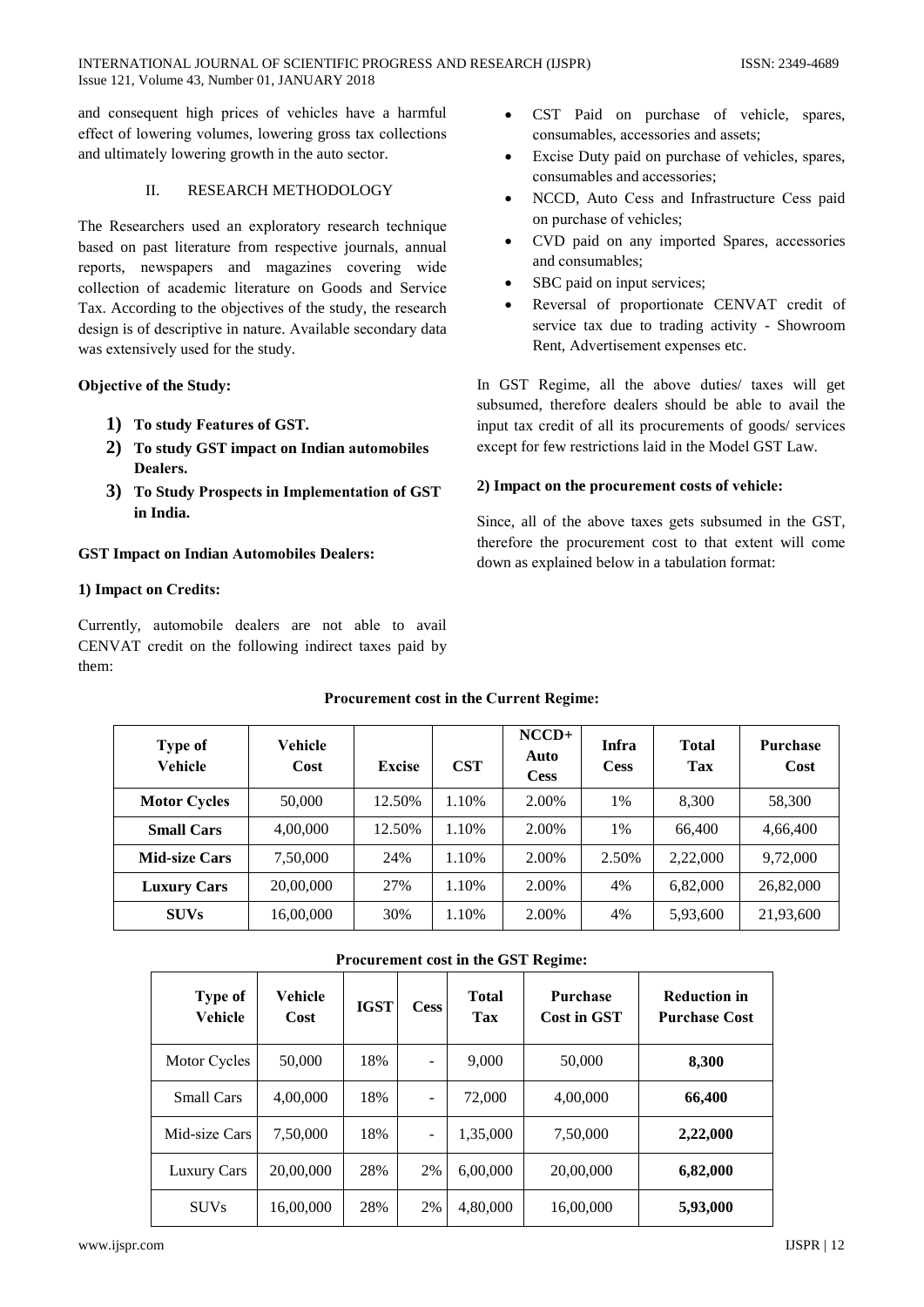and consequent high prices of vehicles have a harmful effect of lowering volumes, lowering gross tax collections and ultimately lowering growth in the auto sector.

## II. RESEARCH METHODOLOGY

The Researchers used an exploratory research technique based on past literature from respective journals, annual reports, newspapers and magazines covering wide collection of academic literature on Goods and Service Tax. According to the objectives of the study, the research design is of descriptive in nature. Available secondary data was extensively used for the study.

**Objective of the Study:**

1) **To study Features of GST.**
2) **To study GST impact on Indian automobiles Dealers.**
3) **To Study Prospects in Implementation of GST in India.**

**GST Impact on Indian Automobiles Dealers:**

**1) Impact on Credits:**

Currently, automobile dealers are not able to avail CENVAT credit on the following indirect taxes paid by them:

- CST Paid on purchase of vehicle, spares, consumables, accessories and assets;
- Excise Duty paid on purchase of vehicles, spares, consumables and accessories;
- NCCD, Auto Cess and Infrastructure Cess paid on purchase of vehicles;
- CVD paid on any imported Spares, accessories and consumables;
- SBC paid on input services;
- Reversal of proportionate CENVAT credit of service tax due to trading activity - Showroom Rent, Advertisement expenses etc.

In GST Regime, all the above duties/ taxes will get subsumed, therefore dealers should be able to avail the input tax credit of all its procurements of goods/ services except for few restrictions laid in the Model GST Law.

**2) Impact on the procurement costs of vehicle:**

Since, all of the above taxes gets subsumed in the GST, therefore the procurement cost to that extent will come down as explained below in a tabulation format:

**Procurement cost in the Current Regime:**

| Type of Vehicle | Vehicle Cost | Excise | CST | NCCD+ Auto Cess | Infra Cess | Total Tax | Purchase Cost |
|---|---|---|---|---|---|---|---|
| **Motor Cycles** | 50,000 | 12.50% | 1.10% | 2.00% | 1% | 8,300 | 58,300 |
| **Small Cars** | 4,00,000 | 12.50% | 1.10% | 2.00% | 1% | 66,400 | 4,66,400 |
| **Mid-size Cars** | 7,50,000 | 24% | 1.10% | 2.00% | 2.50% | 2,22,000 | 9,72,000 |
| **Luxury Cars** | 20,00,000 | 27% | 1.10% | 2.00% | 4% | 6,82,000 | 26,82,000 |
| **SUVs** | 16,00,000 | 30% | 1.10% | 2.00% | 4% | 5,93,600 | 21,93,600 |

**Procurement cost in the GST Regime:**

| Type of Vehicle | Vehicle Cost | IGST | Cess | Total Tax | Purchase Cost in GST | Reduction in Purchase Cost |
|---|---|---|---|---|---|---|
| Motor Cycles | 50,000 | 18% | - | 9,000 | 50,000 | **8,300** |
| Small Cars | 4,00,000 | 18% | - | 72,000 | 4,00,000 | **66,400** |
| Mid-size Cars | 7,50,000 | 18% | - | 1,35,000 | 7,50,000 | **2,22,000** |
| Luxury Cars | 20,00,000 | 28% | 2% | 6,00,000 | 20,00,000 | **6,82,000** |
| SUVs | 16,00,000 | 28% | 2% | 4,80,000 | 16,00,000 | **5,93,000** |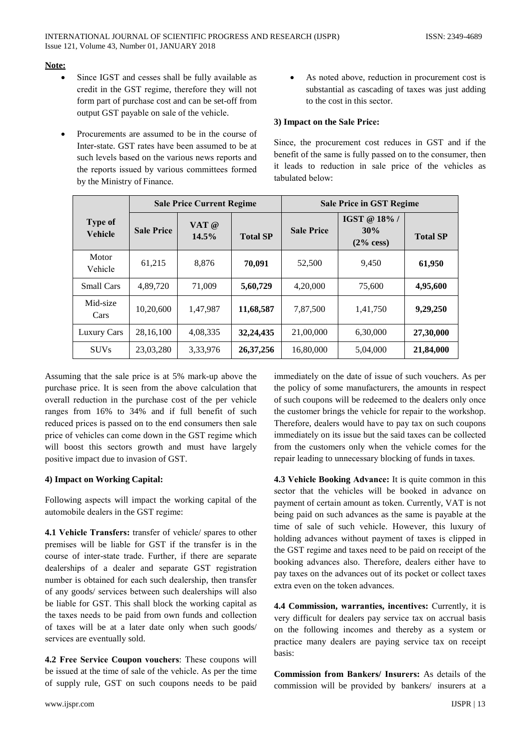**Note:**

- Since IGST and cesses shall be fully available as credit in the GST regime, therefore they will not form part of purchase cost and can be set-off from output GST payable on sale of the vehicle.
- Procurements are assumed to be in the course of Inter-state. GST rates have been assumed to be at such levels based on the various news reports and the reports issued by various committees formed by the Ministry of Finance.
- As noted above, reduction in procurement cost is substantial as cascading of taxes was just adding to the cost in this sector.

**3) Impact on the Sale Price:**

Since, the procurement cost reduces in GST and if the benefit of the same is fully passed on to the consumer, then it leads to reduction in sale price of the vehicles as tabulated below:

| Type of Vehicle | Sale Price Current Regime | | | Sale Price in GST Regime | | |
|---|---|---|---|---|---|---|
| | Sale Price | VAT @ 14.5% | Total SP | Sale Price | IGST @ 18% / 30% (2% cess) | Total SP |
| Motor Vehicle | 61,215 | 8,876 | **70,091** | 52,500 | 9,450 | **61,950** |
| Small Cars | 4,89,720 | 71,009 | **5,60,729** | 4,20,000 | 75,600 | **4,95,600** |
| Mid-size Cars | 10,20,600 | 1,47,987 | **11,68,587** | 7,87,500 | 1,41,750 | **9,29,250** |
| Luxury Cars | 28,16,100 | 4,08,335 | **32,24,435** | 21,00,000 | 6,30,000 | **27,30,000** |
| SUVs | 23,03,280 | 3,33,976 | **26,37,256** | 16,80,000 | 5,04,000 | **21,84,000** |

Assuming that the sale price is at 5% mark-up above the purchase price. It is seen from the above calculation that overall reduction in the purchase cost of the per vehicle ranges from 16% to 34% and if full benefit of such reduced prices is passed on to the end consumers then sale price of vehicles can come down in the GST regime which will boost this sectors growth and must have largely positive impact due to invasion of GST.

**4) Impact on Working Capital:**

Following aspects will impact the working capital of the automobile dealers in the GST regime:

**4.1 Vehicle Transfers:** transfer of vehicle/ spares to other premises will be liable for GST if the transfer is in the course of inter-state trade. Further, if there are separate dealerships of a dealer and separate GST registration number is obtained for each such dealership, then transfer of any goods/ services between such dealerships will also be liable for GST. This shall block the working capital as the taxes needs to be paid from own funds and collection of taxes will be at a later date only when such goods/ services are eventually sold.

**4.2 Free Service Coupon vouchers**: These coupons will be issued at the time of sale of the vehicle. As per the time of supply rule, GST on such coupons needs to be paid immediately on the date of issue of such vouchers. As per the policy of some manufacturers, the amounts in respect of such coupons will be redeemed to the dealers only once the customer brings the vehicle for repair to the workshop. Therefore, dealers would have to pay tax on such coupons immediately on its issue but the said taxes can be collected from the customers only when the vehicle comes for the repair leading to unnecessary blocking of funds in taxes.

**4.3 Vehicle Booking Advance:** It is quite common in this sector that the vehicles will be booked in advance on payment of certain amount as token. Currently, VAT is not being paid on such advances as the same is payable at the time of sale of such vehicle. However, this luxury of holding advances without payment of taxes is clipped in the GST regime and taxes need to be paid on receipt of the booking advances also. Therefore, dealers either have to pay taxes on the advances out of its pocket or collect taxes extra even on the token advances.

**4.4 Commission, warranties, incentives:** Currently, it is very difficult for dealers pay service tax on accrual basis on the following incomes and thereby as a system or practice many dealers are paying service tax on receipt basis:

**Commission from Bankers/ Insurers:** As details of the commission will be provided by bankers/ insurers at a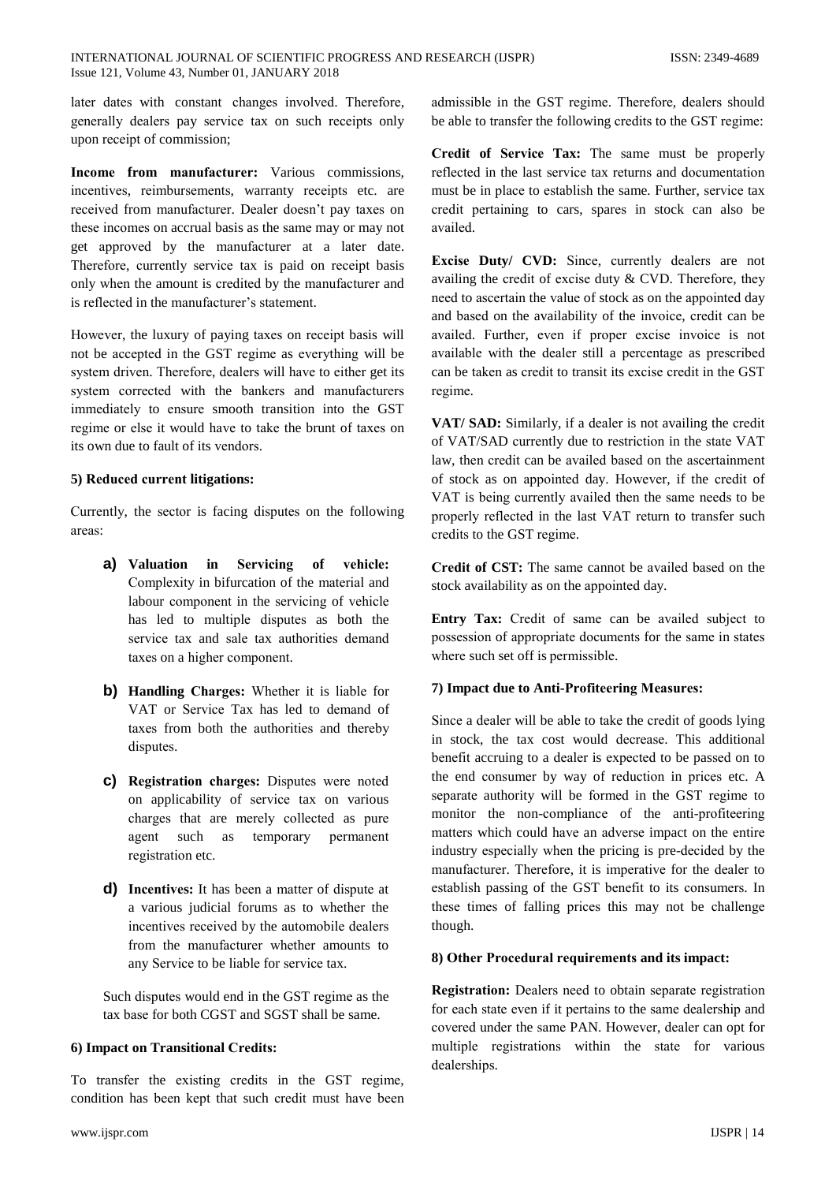later dates with constant changes involved. Therefore, generally dealers pay service tax on such receipts only upon receipt of commission;

**Income from manufacturer:** Various commissions, incentives, reimbursements, warranty receipts etc. are received from manufacturer. Dealer doesn't pay taxes on these incomes on accrual basis as the same may or may not get approved by the manufacturer at a later date. Therefore, currently service tax is paid on receipt basis only when the amount is credited by the manufacturer and is reflected in the manufacturer's statement.

However, the luxury of paying taxes on receipt basis will not be accepted in the GST regime as everything will be system driven. Therefore, dealers will have to either get its system corrected with the bankers and manufacturers immediately to ensure smooth transition into the GST regime or else it would have to take the brunt of taxes on its own due to fault of its vendors.

**5) Reduced current litigations:**

Currently, the sector is facing disputes on the following areas:

**a) Valuation in Servicing of vehicle:** Complexity in bifurcation of the material and labour component in the servicing of vehicle has led to multiple disputes as both the service tax and sale tax authorities demand taxes on a higher component.

**b) Handling Charges:** Whether it is liable for VAT or Service Tax has led to demand of taxes from both the authorities and thereby disputes.

**c) Registration charges:** Disputes were noted on applicability of service tax on various charges that are merely collected as pure agent such as temporary permanent registration etc.

**d) Incentives:** It has been a matter of dispute at a various judicial forums as to whether the incentives received by the automobile dealers from the manufacturer whether amounts to any Service to be liable for service tax.

Such disputes would end in the GST regime as the tax base for both CGST and SGST shall be same.

**6) Impact on Transitional Credits:**

To transfer the existing credits in the GST regime, condition has been kept that such credit must have been admissible in the GST regime. Therefore, dealers should be able to transfer the following credits to the GST regime:

**Credit of Service Tax:** The same must be properly reflected in the last service tax returns and documentation must be in place to establish the same. Further, service tax credit pertaining to cars, spares in stock can also be availed.

**Excise Duty/ CVD:** Since, currently dealers are not availing the credit of excise duty & CVD. Therefore, they need to ascertain the value of stock as on the appointed day and based on the availability of the invoice, credit can be availed. Further, even if proper excise invoice is not available with the dealer still a percentage as prescribed can be taken as credit to transit its excise credit in the GST regime.

**VAT/ SAD:** Similarly, if a dealer is not availing the credit of VAT/SAD currently due to restriction in the state VAT law, then credit can be availed based on the ascertainment of stock as on appointed day. However, if the credit of VAT is being currently availed then the same needs to be properly reflected in the last VAT return to transfer such credits to the GST regime.

**Credit of CST:** The same cannot be availed based on the stock availability as on the appointed day.

**Entry Tax:** Credit of same can be availed subject to possession of appropriate documents for the same in states where such set off is permissible.

**7) Impact due to Anti-Profiteering Measures:**

Since a dealer will be able to take the credit of goods lying in stock, the tax cost would decrease. This additional benefit accruing to a dealer is expected to be passed on to the end consumer by way of reduction in prices etc. A separate authority will be formed in the GST regime to monitor the non-compliance of the anti-profiteering matters which could have an adverse impact on the entire industry especially when the pricing is pre-decided by the manufacturer. Therefore, it is imperative for the dealer to establish passing of the GST benefit to its consumers. In these times of falling prices this may not be challenge though.

**8) Other Procedural requirements and its impact:**

**Registration:** Dealers need to obtain separate registration for each state even if it pertains to the same dealership and covered under the same PAN. However, dealer can opt for multiple registrations within the state for various dealerships.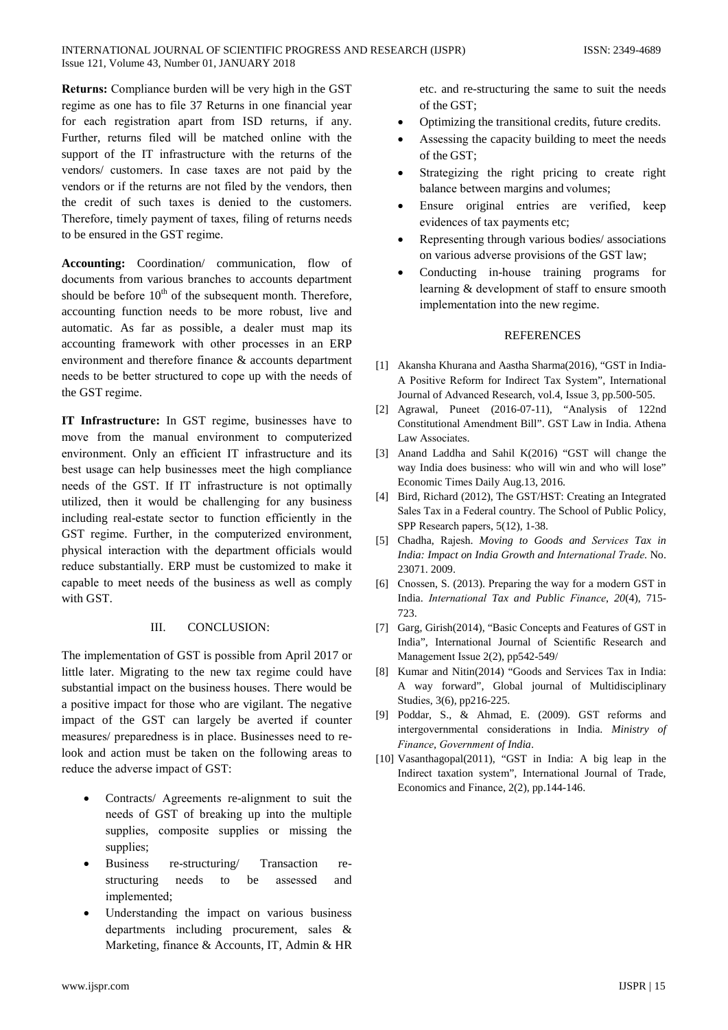**Returns:** Compliance burden will be very high in the GST regime as one has to file 37 Returns in one financial year for each registration apart from ISD returns, if any. Further, returns filed will be matched online with the support of the IT infrastructure with the returns of the vendors/ customers. In case taxes are not paid by the vendors or if the returns are not filed by the vendors, then the credit of such taxes is denied to the customers. Therefore, timely payment of taxes, filing of returns needs to be ensured in the GST regime.

**Accounting:** Coordination/ communication, flow of documents from various branches to accounts department should be before $10^{th}$ of the subsequent month. Therefore, accounting function needs to be more robust, live and automatic. As far as possible, a dealer must map its accounting framework with other processes in an ERP environment and therefore finance & accounts department needs to be better structured to cope up with the needs of the GST regime.

**IT Infrastructure:** In GST regime, businesses have to move from the manual environment to computerized environment. Only an efficient IT infrastructure and its best usage can help businesses meet the high compliance needs of the GST. If IT infrastructure is not optimally utilized, then it would be challenging for any business including real-estate sector to function efficiently in the GST regime. Further, in the computerized environment, physical interaction with the department officials would reduce substantially. ERP must be customized to make it capable to meet needs of the business as well as comply with GST.

## III. CONCLUSION:

The implementation of GST is possible from April 2017 or little later. Migrating to the new tax regime could have substantial impact on the business houses. There would be a positive impact for those who are vigilant. The negative impact of the GST can largely be averted if counter measures/ preparedness is in place. Businesses need to re-look and action must be taken on the following areas to reduce the adverse impact of GST:

- Contracts/ Agreements re-alignment to suit the needs of GST of breaking up into the multiple supplies, composite supplies or missing the supplies;
- Business re-structuring/ Transaction re-structuring needs to be assessed and implemented;
- Understanding the impact on various business departments including procurement, sales & Marketing, finance & Accounts, IT, Admin & HR etc. and re-structuring the same to suit the needs of the GST;
- Optimizing the transitional credits, future credits.
- Assessing the capacity building to meet the needs of the GST;
- Strategizing the right pricing to create right balance between margins and volumes;
- Ensure original entries are verified, keep evidences of tax payments etc;
- Representing through various bodies/ associations on various adverse provisions of the GST law;
- Conducting in-house training programs for learning & development of staff to ensure smooth implementation into the new regime.

## REFERENCES

[1] Akansha Khurana and Aastha Sharma(2016), "GST in India-A Positive Reform for Indirect Tax System", International Journal of Advanced Research, vol.4, Issue 3, pp.500-505.

[2] Agrawal, Puneet (2016-07-11), "Analysis of 122nd Constitutional Amendment Bill". GST Law in India. Athena Law Associates.

[3] Anand Laddha and Sahil K(2016) "GST will change the way India does business: who will win and who will lose" Economic Times Daily Aug.13, 2016.

[4] Bird, Richard (2012), The GST/HST: Creating an Integrated Sales Tax in a Federal country. The School of Public Policy, SPP Research papers, 5(12), 1-38.

[5] Chadha, Rajesh. *Moving to Goods and Services Tax in India: Impact on India Growth and International Trade*. No. 23071. 2009.

[6] Cnossen, S. (2013). Preparing the way for a modern GST in India. *International Tax and Public Finance*, *20*(4), 715-723.

[7] Garg, Girish(2014), "Basic Concepts and Features of GST in India", International Journal of Scientific Research and Management Issue 2(2), pp542-549/

[8] Kumar and Nitin(2014) "Goods and Services Tax in India: A way forward", Global journal of Multidisciplinary Studies, 3(6), pp216-225.

[9] Poddar, S., & Ahmad, E. (2009). GST reforms and intergovernmental considerations in India. *Ministry of Finance, Government of India*.

[10] Vasanthagopal(2011), "GST in India: A big leap in the Indirect taxation system", International Journal of Trade, Economics and Finance, 2(2), pp.144-146.